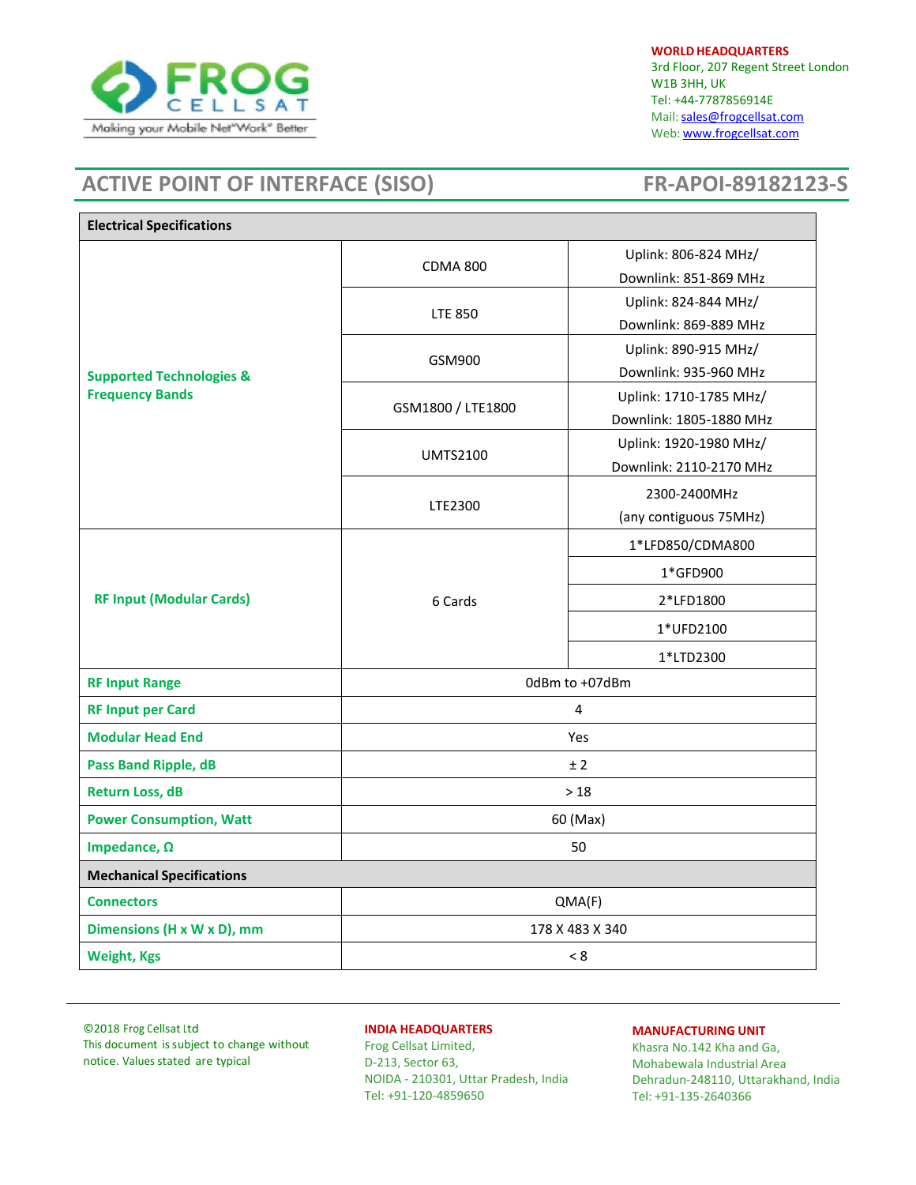FROG CELLSAT

Making your Mobile Net"Work" Better

**WORLD HEADQUARTERS**
3rd Floor, 207 Regent Street London
W1B 3HH, UK
Tel: +44-7787856914E
Mail: sales@frogcellsat.com
Web: www.frogcellsat.com

# ACTIVE POINT OF INTERFACE (SISO) — FR-APOI-89182123-S

| Electrical Specifications | | |
|---|---|---|
| **Supported Technologies & Frequency Bands** | CDMA 800 | Uplink: 806-824 MHz/ Downlink: 851-869 MHz |
| | LTE 850 | Uplink: 824-844 MHz/ Downlink: 869-889 MHz |
| | GSM900 | Uplink: 890-915 MHz/ Downlink: 935-960 MHz |
| | GSM1800 / LTE1800 | Uplink: 1710-1785 MHz/ Downlink: 1805-1880 MHz |
| | UMTS2100 | Uplink: 1920-1980 MHz/ Downlink: 2110-2170 MHz |
| | LTE2300 | 2300-2400MHz (any contiguous 75MHz) |
| **RF Input (Modular Cards)** | 6 Cards | 1*LFD850/CDMA800 |
| | | 1*GFD900 |
| | | 2*LFD1800 |
| | | 1*UFD2100 |
| | | 1*LTD2300 |
| **RF Input Range** | 0dBm to +07dBm | |
| **RF Input per Card** | 4 | |
| **Modular Head End** | Yes | |
| **Pass Band Ripple, dB** | ± 2 | |
| **Return Loss, dB** | > 18 | |
| **Power Consumption, Watt** | 60 (Max) | |
| **Impedance, Ω** | 50 | |
| **Mechanical Specifications** | | |
| **Connectors** | QMA(F) | |
| **Dimensions (H x W x D), mm** | 178 X 483 X 340 | |
| **Weight, Kgs** | < 8 | |

©2018 Frog Cellsat Ltd
This document is subject to change without notice. Values stated are typical

**INDIA HEADQUARTERS**
Frog Cellsat Limited,
D-213, Sector 63,
NOIDA - 210301, Uttar Pradesh, India
Tel: +91-120-4859650

**MANUFACTURING UNIT**
Khasra No.142 Kha and Ga,
Mohabewala Industrial Area
Dehradun-248110, Uttarakhand, India
Tel: +91-135-2640366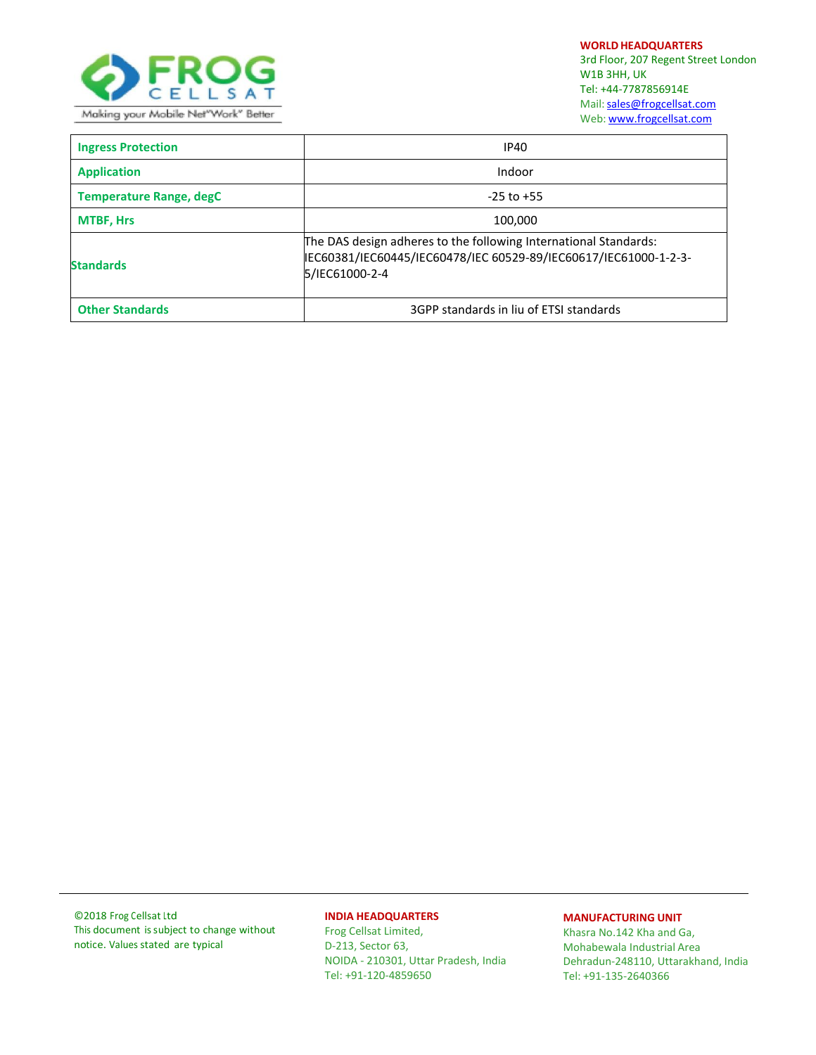| | |
|---|---|
| **Ingress Protection** | IP40 |
| **Application** | Indoor |
| **Temperature Range, degC** | -25 to +55 |
| **MTBF, Hrs** | 100,000 |
| **Standards** | The DAS design adheres to the following International Standards: IEC60381/IEC60445/IEC60478/IEC 60529-89/IEC60617/IEC61000-1-2-3-5/IEC61000-2-4 |
| **Other Standards** | 3GPP standards in liu of ETSI standards |